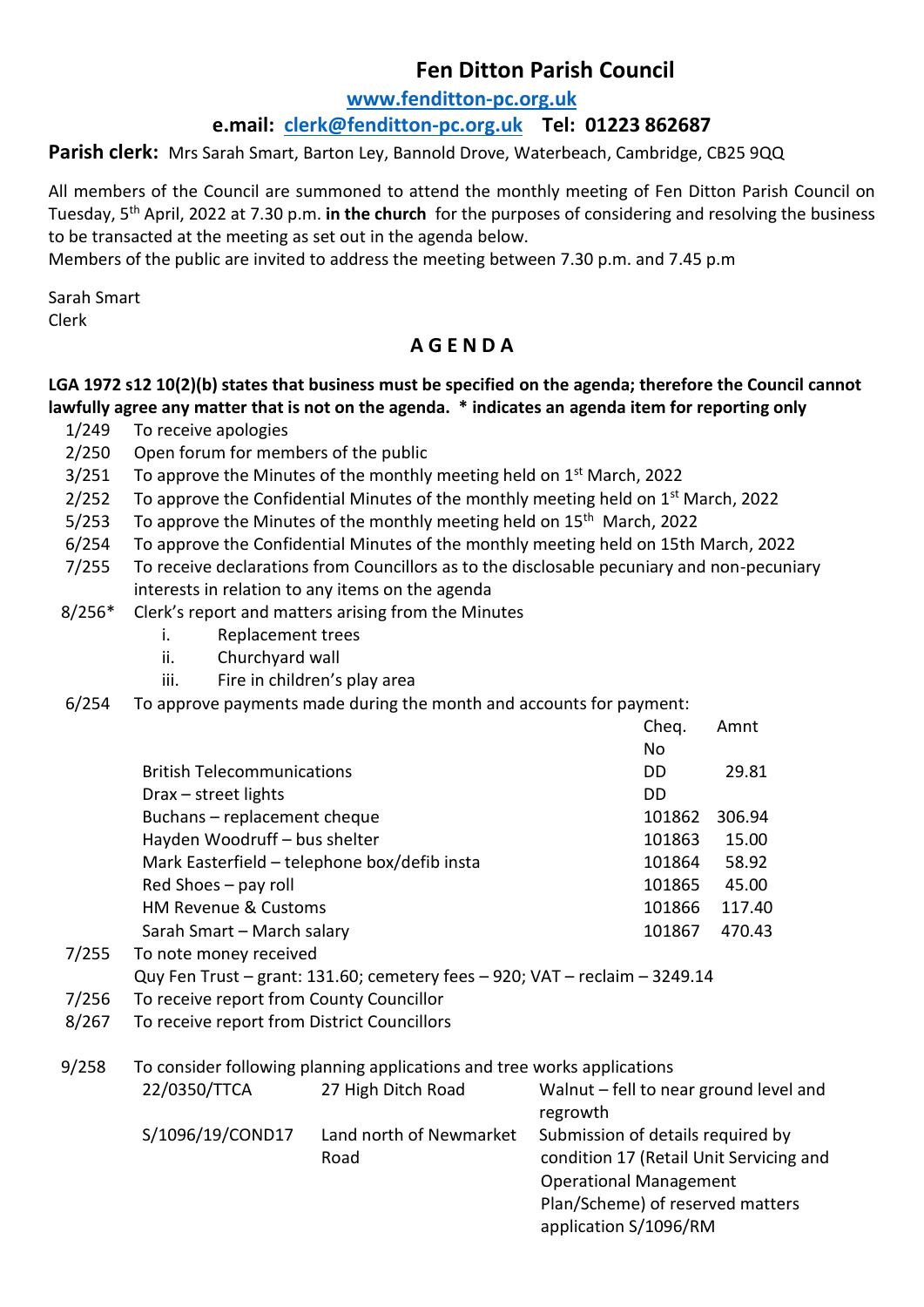# Fen Ditton Parish Council

**www.fenditton-pc.org.uk**

**e.mail: clerk@fenditton-pc.org.uk Tel: 01223 862687**

**Parish clerk:** Mrs Sarah Smart, Barton Ley, Bannold Drove, Waterbeach, Cambridge, CB25 9QQ

All members of the Council are summoned to attend the monthly meeting of Fen Ditton Parish Council on Tuesday, 5th April, 2022 at 7.30 p.m. **in the church** for the purposes of considering and resolving the business to be transacted at the meeting as set out in the agenda below.
Members of the public are invited to address the meeting between 7.30 p.m. and 7.45 p.m

Sarah Smart
Clerk

## A G E N D A

**LGA 1972 s12 10(2)(b) states that business must be specified on the agenda; therefore the Council cannot lawfully agree any matter that is not on the agenda. * indicates an agenda item for reporting only**

1/249 To receive apologies

2/250 Open forum for members of the public

3/251 To approve the Minutes of the monthly meeting held on 1st March, 2022

2/252 To approve the Confidential Minutes of the monthly meeting held on 1st March, 2022

5/253 To approve the Minutes of the monthly meeting held on 15th March, 2022

6/254 To approve the Confidential Minutes of the monthly meeting held on 15th March, 2022

7/255 To receive declarations from Councillors as to the disclosable pecuniary and non-pecuniary interests in relation to any items on the agenda

8/256* Clerk's report and matters arising from the Minutes

- i. Replacement trees
- ii. Churchyard wall
- iii. Fire in children's play area

6/254 To approve payments made during the month and accounts for payment:

| | Cheq. No | Amnt |
|---|---|---|
| British Telecommunications | DD | 29.81 |
| Drax – street lights | DD | |
| Buchans – replacement cheque | 101862 | 306.94 |
| Hayden Woodruff – bus shelter | 101863 | 15.00 |
| Mark Easterfield – telephone box/defib insta | 101864 | 58.92 |
| Red Shoes – pay roll | 101865 | 45.00 |
| HM Revenue & Customs | 101866 | 117.40 |
| Sarah Smart – March salary | 101867 | 470.43 |

7/255 To note money received
Quy Fen Trust – grant: 131.60; cemetery fees – 920; VAT – reclaim – 3249.14

7/256 To receive report from County Councillor

8/267 To receive report from District Councillors

9/258 To consider following planning applications and tree works applications

| | | |
|---|---|---|
| 22/0350/TTCA | 27 High Ditch Road | Walnut – fell to near ground level and regrowth |
| S/1096/19/COND17 | Land north of Newmarket Road | Submission of details required by condition 17 (Retail Unit Servicing and Operational Management Plan/Scheme) of reserved matters application S/1096/RM |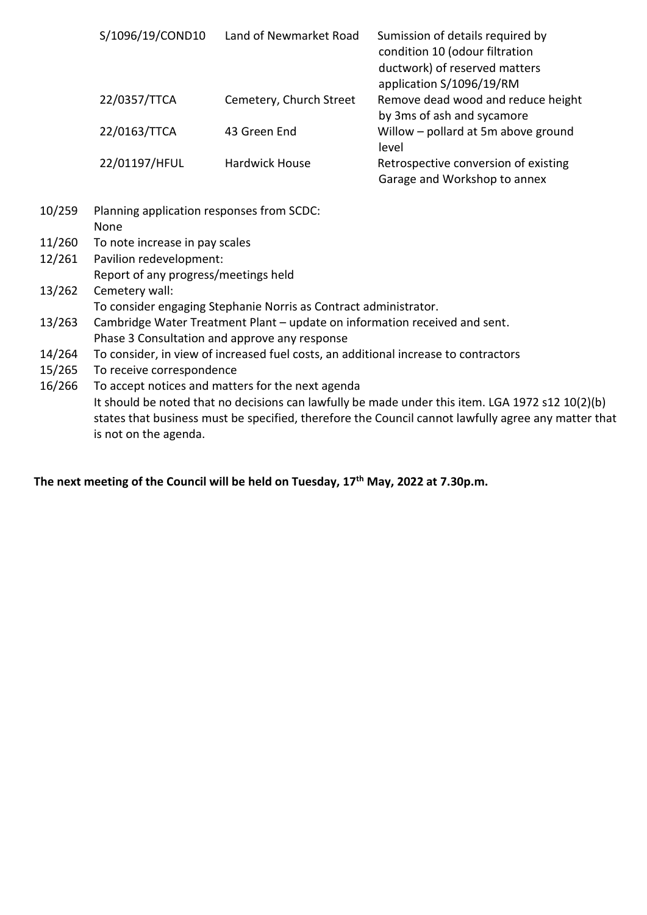| | | |
|---|---|---|
| S/1096/19/COND10 | Land of Newmarket Road | Sumission of details required by condition 10 (odour filtration ductwork) of reserved matters application S/1096/19/RM |
| 22/0357/TTCA | Cemetery, Church Street | Remove dead wood and reduce height by 3ms of ash and sycamore |
| 22/0163/TTCA | 43 Green End | Willow – pollard at 5m above ground level |
| 22/01197/HFUL | Hardwick House | Retrospective conversion of existing Garage and Workshop to annex |

10/259 Planning application responses from SCDC:
None

11/260 To note increase in pay scales

12/261 Pavilion redevelopment:
Report of any progress/meetings held

13/262 Cemetery wall:
To consider engaging Stephanie Norris as Contract administrator.

13/263 Cambridge Water Treatment Plant – update on information received and sent.
Phase 3 Consultation and approve any response

14/264 To consider, in view of increased fuel costs, an additional increase to contractors

15/265 To receive correspondence

16/266 To accept notices and matters for the next agenda
It should be noted that no decisions can lawfully be made under this item. LGA 1972 s12 10(2)(b) states that business must be specified, therefore the Council cannot lawfully agree any matter that is not on the agenda.

**The next meeting of the Council will be held on Tuesday, 17th May, 2022 at 7.30p.m.**